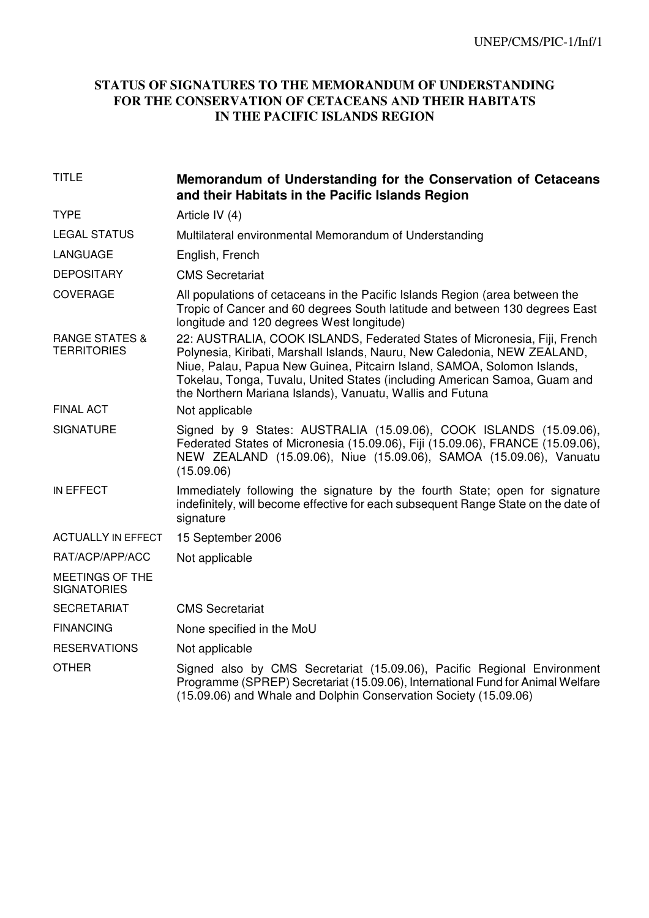UNEP/CMS/PIC-1/Inf/1

# STATUS OF SIGNATURES TO THE MEMORANDUM OF UNDERSTANDING FOR THE CONSERVATION OF CETACEANS AND THEIR HABITATS IN THE PACIFIC ISLANDS REGION

| | |
|---|---|
| TITLE | **Memorandum of Understanding for the Conservation of Cetaceans and their Habitats in the Pacific Islands Region** |
| TYPE | Article IV (4) |
| LEGAL STATUS | Multilateral environmental Memorandum of Understanding |
| LANGUAGE | English, French |
| DEPOSITARY | CMS Secretariat |
| COVERAGE | All populations of cetaceans in the Pacific Islands Region (area between the Tropic of Cancer and 60 degrees South latitude and between 130 degrees East longitude and 120 degrees West longitude) |
| RANGE STATES & TERRITORIES | 22: AUSTRALIA, COOK ISLANDS, Federated States of Micronesia, Fiji, French Polynesia, Kiribati, Marshall Islands, Nauru, New Caledonia, NEW ZEALAND, Niue, Palau, Papua New Guinea, Pitcairn Island, SAMOA, Solomon Islands, Tokelau, Tonga, Tuvalu, United States (including American Samoa, Guam and the Northern Mariana Islands), Vanuatu, Wallis and Futuna |
| FINAL ACT | Not applicable |
| SIGNATURE | Signed by 9 States: AUSTRALIA (15.09.06), COOK ISLANDS (15.09.06), Federated States of Micronesia (15.09.06), Fiji (15.09.06), FRANCE (15.09.06), NEW ZEALAND (15.09.06), Niue (15.09.06), SAMOA (15.09.06), Vanuatu (15.09.06) |
| IN EFFECT | Immediately following the signature by the fourth State; open for signature indefinitely, will become effective for each subsequent Range State on the date of signature |
| ACTUALLY IN EFFECT | 15 September 2006 |
| RAT/ACP/APP/ACC | Not applicable |
| MEETINGS OF THE SIGNATORIES | |
| SECRETARIAT | CMS Secretariat |
| FINANCING | None specified in the MoU |
| RESERVATIONS | Not applicable |
| OTHER | Signed also by CMS Secretariat (15.09.06), Pacific Regional Environment Programme (SPREP) Secretariat (15.09.06), International Fund for Animal Welfare (15.09.06) and Whale and Dolphin Conservation Society (15.09.06) |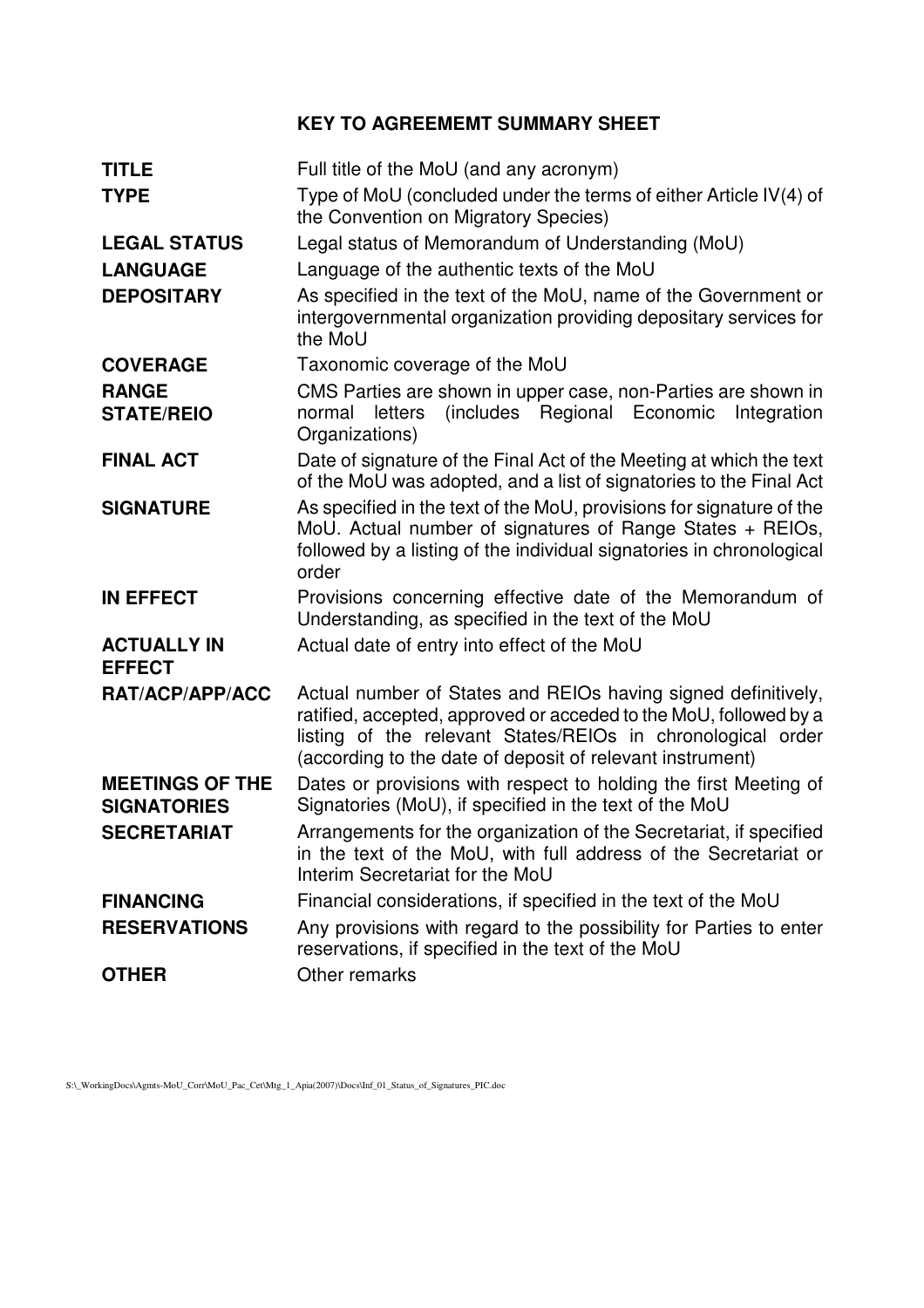## KEY TO AGREEMEMT SUMMARY SHEET

| | |
|---|---|
| **TITLE** | Full title of the MoU (and any acronym) |
| **TYPE** | Type of MoU (concluded under the terms of either Article IV(4) of the Convention on Migratory Species) |
| **LEGAL STATUS** | Legal status of Memorandum of Understanding (MoU) |
| **LANGUAGE** | Language of the authentic texts of the MoU |
| **DEPOSITARY** | As specified in the text of the MoU, name of the Government or intergovernmental organization providing depositary services for the MoU |
| **COVERAGE** | Taxonomic coverage of the MoU |
| **RANGE STATE/REIO** | CMS Parties are shown in upper case, non-Parties are shown in normal letters (includes Regional Economic Integration Organizations) |
| **FINAL ACT** | Date of signature of the Final Act of the Meeting at which the text of the MoU was adopted, and a list of signatories to the Final Act |
| **SIGNATURE** | As specified in the text of the MoU, provisions for signature of the MoU. Actual number of signatures of Range States + REIOs, followed by a listing of the individual signatories in chronological order |
| **IN EFFECT** | Provisions concerning effective date of the Memorandum of Understanding, as specified in the text of the MoU |
| **ACTUALLY IN EFFECT** | Actual date of entry into effect of the MoU |
| **RAT/ACP/APP/ACC** | Actual number of States and REIOs having signed definitively, ratified, accepted, approved or acceded to the MoU, followed by a listing of the relevant States/REIOs in chronological order (according to the date of deposit of relevant instrument) |
| **MEETINGS OF THE SIGNATORIES** | Dates or provisions with respect to holding the first Meeting of Signatories (MoU), if specified in the text of the MoU |
| **SECRETARIAT** | Arrangements for the organization of the Secretariat, if specified in the text of the MoU, with full address of the Secretariat or Interim Secretariat for the MoU |
| **FINANCING** | Financial considerations, if specified in the text of the MoU |
| **RESERVATIONS** | Any provisions with regard to the possibility for Parties to enter reservations, if specified in the text of the MoU |
| **OTHER** | Other remarks |

S:\_WorkingDocs\Agmts-MoU_Corr\MoU_Pac_Cet\Mtg_1_Apia(2007)\Docs\Inf_01_Status_of_Signatures_PIC.doc